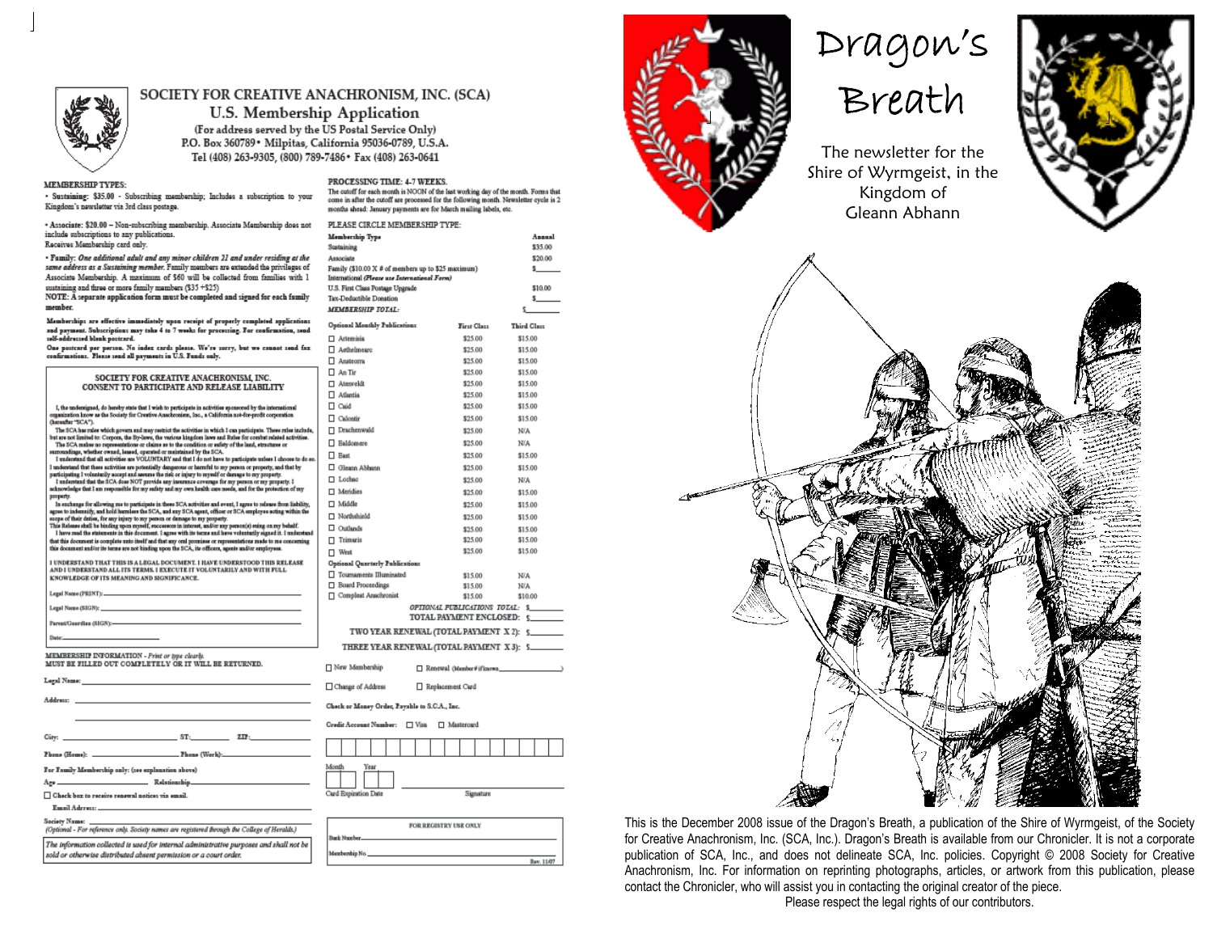# SOCIETY FOR CREATIVE ANACHRONISM, INC. (SCA)

## U.S. Membership Application

(For address served by the US Postal Service Only)
P.O. Box 360789 • Milpitas, California 95036-0789, U.S.A.
Tel (408) 263-9305, (800) 789-7486 • Fax (408) 263-0641

**MEMBERSHIP TYPES:**

• **Sustaining: $35.00** - Subscribing membership; Includes a subscription to your Kingdom's newsletter via 3rd class postage.

• **Associate: $20.00** – Non-subscribing membership. Associate Membership does not include subscriptions to any publications.
Receives Membership card only.

• **Family:** *One additional adult and any minor children 21 and under residing at the same address as a Sustaining member.* Family members are extended the privileges of Associate Membership. A maximum of $60 will be collected from families with 1 sustaining and three or more family members ($35 +$25)
**NOTE: A separate application form must be completed and signed for each family member.**

**Memberships are effective immediately upon receipt of properly completed applications and payment. Subscriptions may take 4 to 7 weeks for processing. For confirmation, send self-addressed blank postcard.**
**One postcard per person. No index cards please. We're sorry, but we cannot send fax confirmations. Please send all payments in U.S. Funds only.**

### SOCIETY FOR CREATIVE ANACHRONISM, INC. CONSENT TO PARTICIPATE AND RELEASE LIABILITY

I, the undersigned, do hereby state that I wish to participate in activities sponsored by the international organization know as the Society for Creative Anachronism, Inc., a California not-for-profit corporation (hereafter "SCA").

The SCA has rules which govern and may restrict the activities in which I can participate. These rules include, but are not limited to: Corpora, the By-laws, the various kingdom laws and Rules for combat related activities.

The SCA makes no representations or claims as to the condition or safety of the land, structures or surroundings, whether owned, leased, operated or maintained by the SCA.

I understand that all activities are VOLUNTARY and that I do not have to participate unless I choose to do so.

I understand that these activities are potentially dangerous or harmful to my person or property, and that by participating I voluntarily accept and assume the risk or injury to myself or damage to my property.

I understand that the SCA does NOT provide any insurance coverage for my person or my property. I acknowledge that I am responsible for my safety and my own health care needs, and for the protection of my property.

In exchange for allowing me to participate in these SCA activities and event, I agree to release from liability, agree to indemnify, and hold harmless the SCA, and any SCA agent, officer or SCA employee acting within the scope of their duties, for any injury to my person or damage to my property.

This Release shall be binding upon myself, successors in interest, and/or any person(s) suing on my behalf.

I have read the statements in this document. I agree with its terms and have voluntarily signed it. I understand that this document is complete unto itself and that any oral promises or representations made to me concerning this document and/or its terms are not binding upon the SCA, its officers, agents and/or employees.

I UNDERSTAND THAT THIS IS A LEGAL DOCUMENT. I HAVE UNDERSTOOD THIS RELEASE AND I UNDERSTAND ALL ITS TERMS. I EXECUTE IT VOLUNTARILY AND WITH FULL KNOWLEDGE OF ITS MEANING AND SIGNIFICANCE.

Legal Name (PRINT): ______________________

Legal Name (SIGN): ______________________

Parent/Guardian (SIGN): ______________________

Date: ______________________

**MEMBERSHIP INFORMATION** - *Print or type clearly*
**MUST BE FILLED OUT COMPLETELY OR IT WILL BE RETURNED.**

**Legal Name:** ______________________

**Address:** ______________________

City: ______________ ST: ________ ZIP: ________

Phone (Home): ______________ Phone (Work): ______________

**For Family Membership only: (see explanation above)**

Age ____________ Relationship ______________

☐ **Check box to receive renewal notices via email.**

**Email Address:** ______________________

**Society Name:** ______________________
*(Optional - For reference only. Society names are registered through the College of Heralds.)*

*The information collected is used for internal administrative purposes and shall not be sold or otherwise distributed absent permission or a court order.*

**PROCESSING TIME: 4-7 WEEKS.**
The cutoff for each month is NOON of the last working day of the month. Forms that come in after the cutoff are processed for the following month. Newsletter cycle is 2 months ahead: January payments are for March mailing labels, etc.

PLEASE CIRCLE MEMBERSHIP TYPE:

| **Membership Type** | **Annual** |
|---|---|
| Sustaining | $35.00 |
| Associate | $20.00 |
| Family ($10.00 X # of members up to $25 maximum) | $______ |
| International *(Please use International Form)* | |
| U.S. First Class Postage Upgrade | $10.00 |
| Tax-Deductible Donation | $______ |
| *MEMBERSHIP TOTAL:* | $______ |

| **Optional Monthly Publications** | **First Class** | **Third Class** |
|---|---|---|
| ☐ Artemisia | $25.00 | $15.00 |
| ☐ Aethelmearc | $25.00 | $15.00 |
| ☐ Ansteorra | $25.00 | $15.00 |
| ☐ An Tir | $25.00 | $15.00 |
| ☐ Atenveldt | $25.00 | $15.00 |
| ☐ Atlantia | $25.00 | $15.00 |
| ☐ Caid | $25.00 | $15.00 |
| ☐ Calontir | $25.00 | $15.00 |
| ☐ Drachenwald | $25.00 | N/A |
| ☐ Ealdormere | $25.00 | N/A |
| ☐ East | $25.00 | $15.00 |
| ☐ Gleann Abhann | $25.00 | $15.00 |
| ☐ Lochac | $25.00 | N/A |
| ☐ Meridies | $25.00 | $15.00 |
| ☐ Middle | $25.00 | $15.00 |
| ☐ Northshield | $25.00 | $15.00 |
| ☐ Outlands | $25.00 | $15.00 |
| ☐ Trimaris | $25.00 | $15.00 |
| ☐ West | $25.00 | $15.00 |
| **Optional Quarterly Publications** | | |
| ☐ Tournaments Illuminated | $15.00 | N/A |
| ☐ Board Proceedings | $15.00 | N/A |
| ☐ Compleat Anachronist | $15.00 | $10.00 |

*OPTIONAL PUBLICATIONS TOTAL:* $______
TOTAL PAYMENT ENCLOSED: $______

TWO YEAR RENEWAL (TOTAL PAYMENT X 2): $______

THREE YEAR RENEWAL (TOTAL PAYMENT X 3): $______

☐ New Membership ☐ Renewal (Member # if known______________)

☐ Change of Address ☐ Replacement Card

**Check or Money Order, Payable to S.C.A., Inc.**

**Credit Account Number:** ☐ Visa ☐ Mastercard

Month Year

Card Expiration Date Signature

FOR REGISTRY USE ONLY

Bank Number ______________________

Membership No. ______________________

Rev. 11/07

# Dragon's Breath

The newsletter for the Shire of Wyrmgeist, in the Kingdom of Gleann Abhann

This is the December 2008 issue of the Dragon's Breath, a publication of the Shire of Wyrmgeist, of the Society for Creative Anachronism, Inc. (SCA, Inc.). Dragon's Breath is available from our Chronicler. It is not a corporate publication of SCA, Inc., and does not delineate SCA, Inc. policies. Copyright © 2008 Society for Creative Anachronism, Inc. For information on reprinting photographs, articles, or artwork from this publication, please contact the Chronicler, who will assist you in contacting the original creator of the piece.

Please respect the legal rights of our contributors.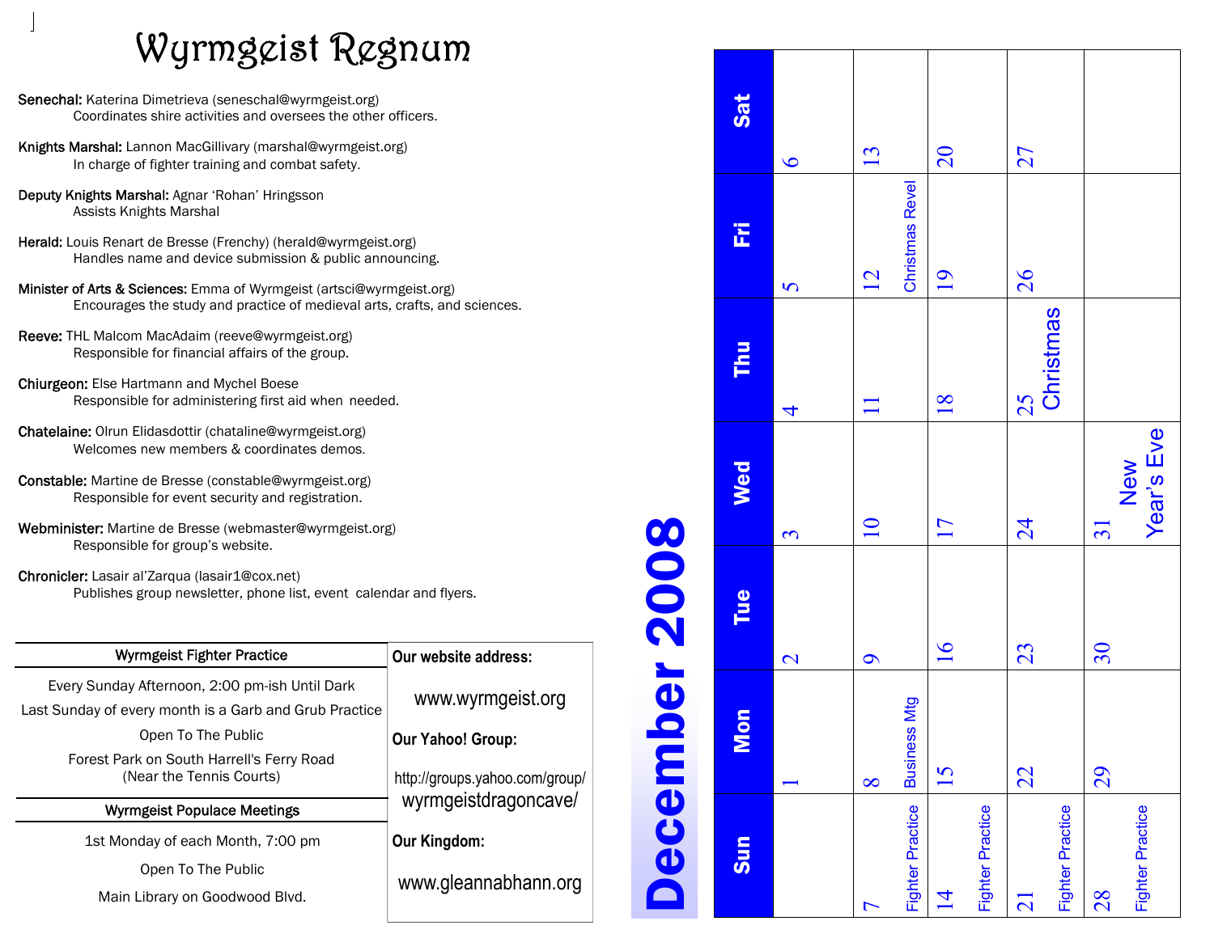# Wyrmgeist Regnum

**Senechal:** Katerina Dimetrieva (seneschal@wyrmgeist.org)
Coordinates shire activities and oversees the other officers.

**Knights Marshal:** Lannon MacGillivary (marshal@wyrmgeist.org)
In charge of fighter training and combat safety.

**Deputy Knights Marshal:** Agnar 'Rohan' Hringsson
Assists Knights Marshal

**Herald:** Louis Renart de Bresse (Frenchy) (herald@wyrmgeist.org)
Handles name and device submission & public announcing.

**Minister of Arts & Sciences:** Emma of Wyrmgeist (artsci@wyrmgeist.org)
Encourages the study and practice of medieval arts, crafts, and sciences.

**Reeve:** THL Malcom MacAdaim (reeve@wyrmgeist.org)
Responsible for financial affairs of the group.

**Chiurgeon:** Else Hartmann and Mychel Boese
Responsible for administering first aid when needed.

**Chatelaine:** Olrun Elidasdottir (chataline@wyrmgeist.org)
Welcomes new members & coordinates demos.

**Constable:** Martine de Bresse (constable@wyrmgeist.org)
Responsible for event security and registration.

**Webminister:** Martine de Bresse (webmaster@wyrmgeist.org)
Responsible for group's website.

**Chronicler:** Lasair al'Zarqua (lasair1@cox.net)
Publishes group newsletter, phone list, event calendar and flyers.

## Wyrmgeist Fighter Practice

Every Sunday Afternoon, 2:00 pm-ish Until Dark

Last Sunday of every month is a Garb and Grub Practice

Open To The Public

Forest Park on South Harrell's Ferry Road
(Near the Tennis Courts)

## Wyrmgeist Populace Meetings

1st Monday of each Month, 7:00 pm

Open To The Public

Main Library on Goodwood Blvd.

**Our website address:**

www.wyrmgeist.org

**Our Yahoo! Group:**

http://groups.yahoo.com/group/wyrmgeistdragoncave/

**Our Kingdom:**

www.gleannabhann.org

# December 2008

| Sun | Mon | Tue | Wed | Thu | Fri | Sat |
|---|---|---|---|---|---|---|
| | 1 | 2 | 3 | 4 | 5 | 6 |
| 7 Fighter Practice | 8 Business Mtg | 9 | 10 | 11 | 12 Christmas Revel | 13 |
| 14 Fighter Practice | 15 | 16 | 17 | 18 | 19 | 20 |
| 21 Fighter Practice | 22 | 23 | 24 | 25 Christmas | 26 | 27 |
| 28 Fighter Practice | 29 | 30 | 31 New Year's Eve | | | |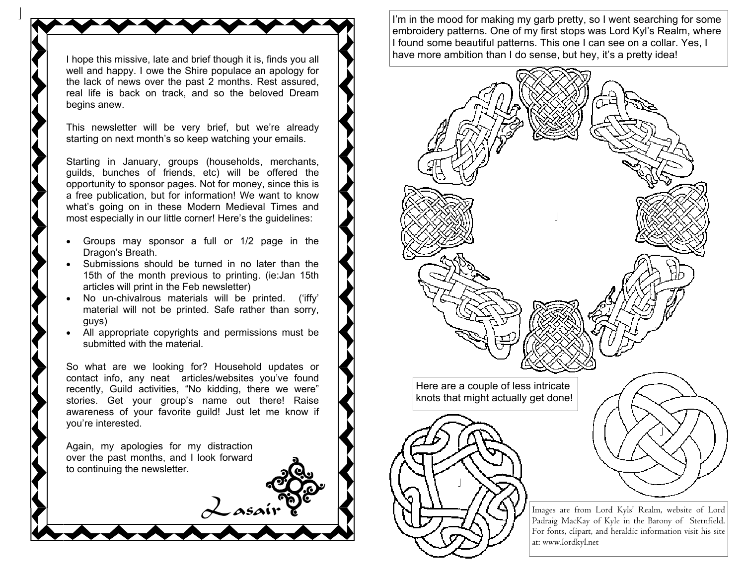I hope this missive, late and brief though it is, finds you all well and happy. I owe the Shire populace an apology for the lack of news over the past 2 months. Rest assured, real life is back on track, and so the beloved Dream begins anew.

This newsletter will be very brief, but we're already starting on next month's so keep watching your emails.

Starting in January, groups (households, merchants, guilds, bunches of friends, etc) will be offered the opportunity to sponsor pages. Not for money, since this is a free publication, but for information! We want to know what's going on in these Modern Medieval Times and most especially in our little corner! Here's the guidelines:

- Groups may sponsor a full or 1/2 page in the Dragon's Breath.
- Submissions should be turned in no later than the 15th of the month previous to printing. (ie:Jan 15th articles will print in the Feb newsletter)
- No un-chivalrous materials will be printed. ('iffy' material will not be printed. Safe rather than sorry, guys)
- All appropriate copyrights and permissions must be submitted with the material.

So what are we looking for? Household updates or contact info, any neat articles/websites you've found recently, Guild activities, "No kidding, there we were" stories. Get your group's name out there! Raise awareness of your favorite guild! Just let me know if you're interested.

Again, my apologies for my distraction over the past months, and I look forward to continuing the newsletter.

Lasair

I'm in the mood for making my garb pretty, so I went searching for some embroidery patterns. One of my first stops was Lord Kyl's Realm, where I found some beautiful patterns. This one I can see on a collar. Yes, I have more ambition than I do sense, but hey, it's a pretty idea!

Here are a couple of less intricate knots that might actually get done!

Images are from Lord Kyls' Realm, website of Lord Padraig MacKay of Kyle in the Barony of Sternfield. For fonts, clipart, and heraldic information visit his site at: www.lordkyl.net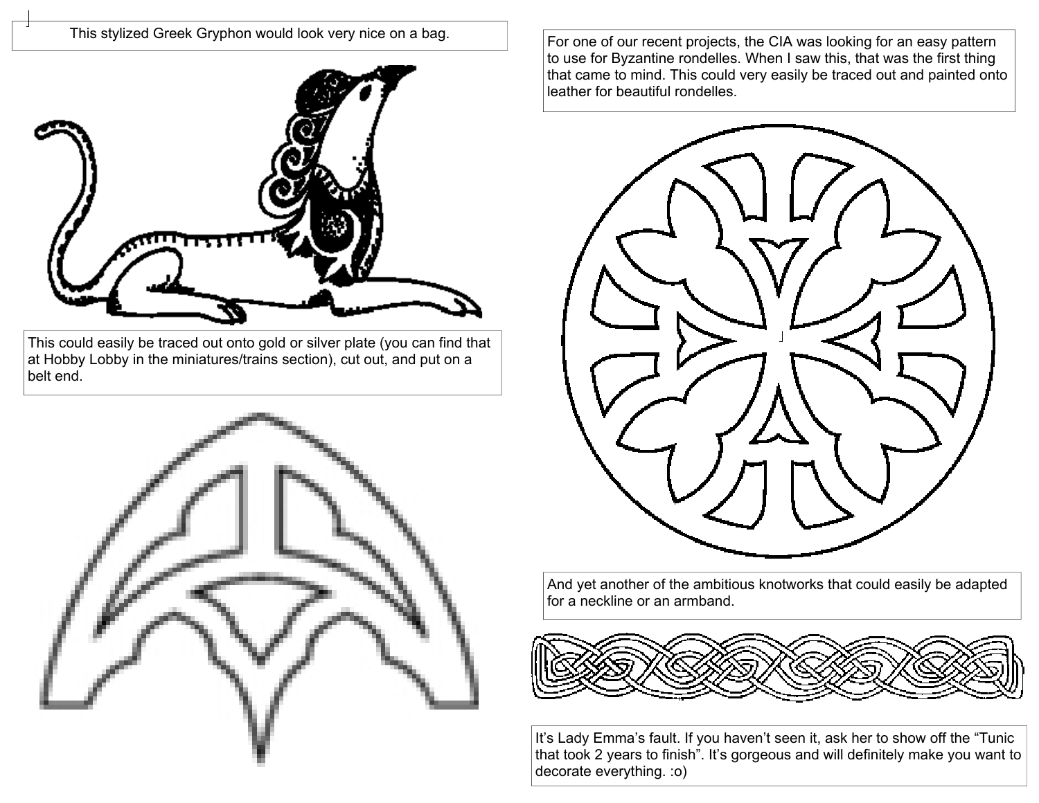This stylized Greek Gryphon would look very nice on a bag.

This could easily be traced out onto gold or silver plate (you can find that at Hobby Lobby in the miniatures/trains section), cut out, and put on a belt end.

For one of our recent projects, the CIA was looking for an easy pattern to use for Byzantine rondelles. When I saw this, that was the first thing that came to mind. This could very easily be traced out and painted onto leather for beautiful rondelles.

And yet another of the ambitious knotworks that could easily be adapted for a neckline or an armband.

It's Lady Emma's fault. If you haven't seen it, ask her to show off the "Tunic that took 2 years to finish". It's gorgeous and will definitely make you want to decorate everything. :o)